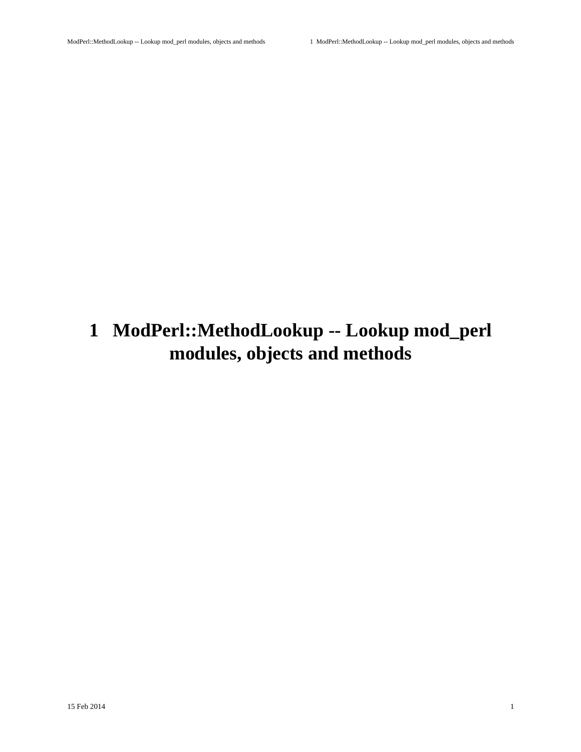# 1 ModPerl::MethodLookup -- Lookup mod_perl modules, objects and methods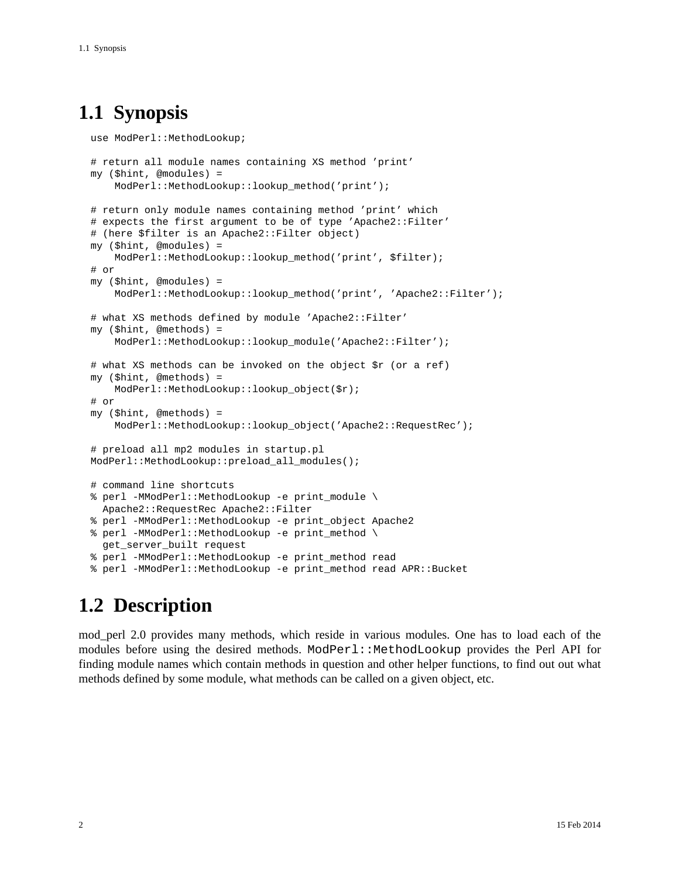## 1.1 Synopsis

```
use ModPerl::MethodLookup;

# return all module names containing XS method 'print'
my ($hint, @modules) =
    ModPerl::MethodLookup::lookup_method('print');

# return only module names containing method 'print' which
# expects the first argument to be of type 'Apache2::Filter'
# (here $filter is an Apache2::Filter object)
my ($hint, @modules) =
    ModPerl::MethodLookup::lookup_method('print', $filter);
# or
my ($hint, @modules) =
    ModPerl::MethodLookup::lookup_method('print', 'Apache2::Filter');

# what XS methods defined by module 'Apache2::Filter'
my ($hint, @methods) =
    ModPerl::MethodLookup::lookup_module('Apache2::Filter');

# what XS methods can be invoked on the object $r (or a ref)
my ($hint, @methods) =
    ModPerl::MethodLookup::lookup_object($r);
# or
my ($hint, @methods) =
    ModPerl::MethodLookup::lookup_object('Apache2::RequestRec');

# preload all mp2 modules in startup.pl
ModPerl::MethodLookup::preload_all_modules();

# command line shortcuts
% perl -MModPerl::MethodLookup -e print_module \
  Apache2::RequestRec Apache2::Filter
% perl -MModPerl::MethodLookup -e print_object Apache2
% perl -MModPerl::MethodLookup -e print_method \
  get_server_built request
% perl -MModPerl::MethodLookup -e print_method read
% perl -MModPerl::MethodLookup -e print_method read APR::Bucket
```

## 1.2 Description

mod_perl 2.0 provides many methods, which reside in various modules. One has to load each of the modules before using the desired methods. `ModPerl::MethodLookup` provides the Perl API for finding module names which contain methods in question and other helper functions, to find out out what methods defined by some module, what methods can be called on a given object, etc.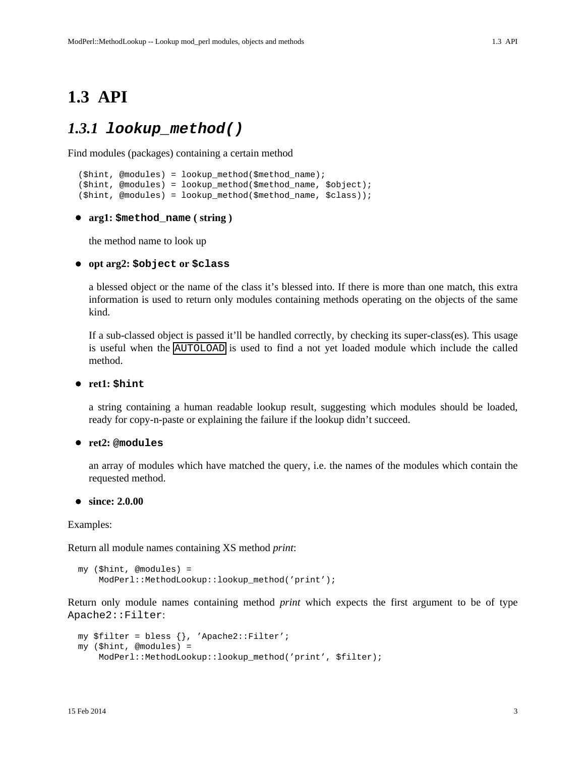## 1.3 API

### 1.3.1 `lookup_method()`

Find modules (packages) containing a certain method

```
($hint, @modules) = lookup_method($method_name);
($hint, @modules) = lookup_method($method_name, $object);
($hint, @modules) = lookup_method($method_name, $class));
```

- **arg1: `$method_name` ( string )**

  the method name to look up

- **opt arg2: `$object` or `$class`**

  a blessed object or the name of the class it's blessed into. If there is more than one match, this extra information is used to return only modules containing methods operating on the objects of the same kind.

  If a sub-classed object is passed it'll be handled correctly, by checking its super-class(es). This usage is useful when the `AUTOLOAD` is used to find a not yet loaded module which include the called method.

- **ret1: `$hint`**

  a string containing a human readable lookup result, suggesting which modules should be loaded, ready for copy-n-paste or explaining the failure if the lookup didn't succeed.

- **ret2: `@modules`**

  an array of modules which have matched the query, i.e. the names of the modules which contain the requested method.

- **since: 2.0.00**

Examples:

Return all module names containing XS method *print*:

```
my ($hint, @modules) =
    ModPerl::MethodLookup::lookup_method('print');
```

Return only module names containing method *print* which expects the first argument to be of type `Apache2::Filter`:

```
my $filter = bless {}, 'Apache2::Filter';
my ($hint, @modules) =
    ModPerl::MethodLookup::lookup_method('print', $filter);
```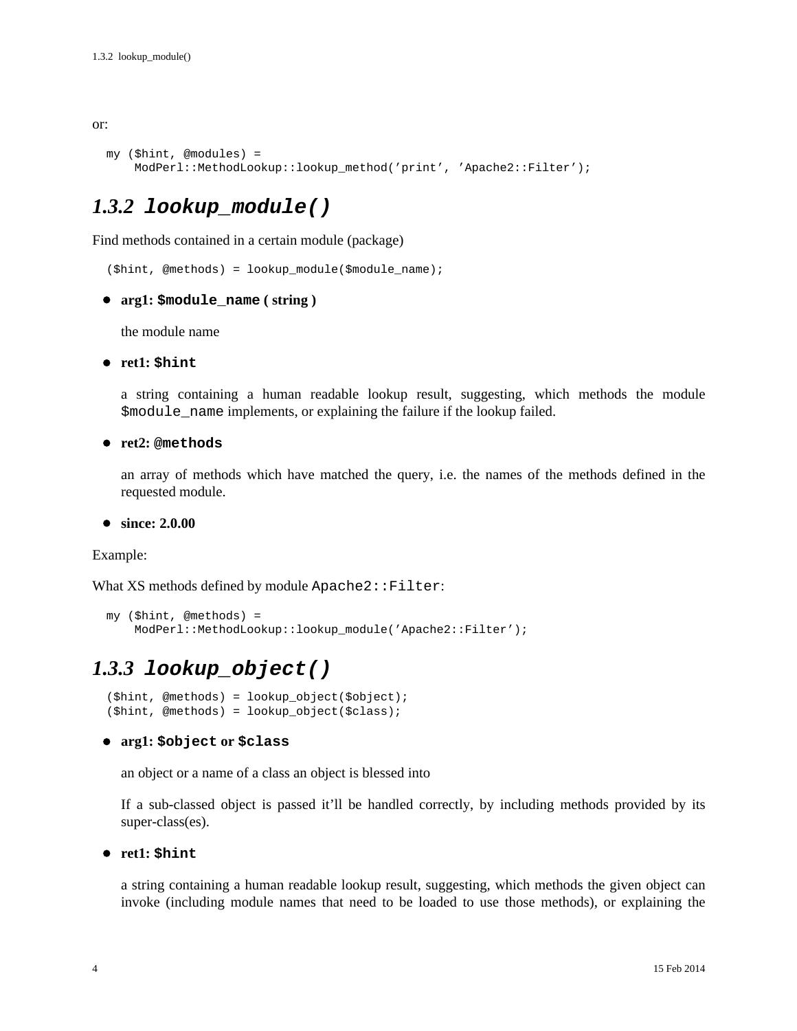or:

```
my ($hint, @modules) =
    ModPerl::MethodLookup::lookup_method('print', 'Apache2::Filter');
```

### 1.3.2 *lookup_module()*

Find methods contained in a certain module (package)

```
($hint, @methods) = lookup_module($module_name);
```

- **arg1: `$module_name` ( string )**

  the module name

- **ret1: `$hint`**

  a string containing a human readable lookup result, suggesting, which methods the module `$module_name` implements, or explaining the failure if the lookup failed.

- **ret2: `@methods`**

  an array of methods which have matched the query, i.e. the names of the methods defined in the requested module.

- **since: 2.0.00**

Example:

What XS methods defined by module `Apache2::Filter`:

```
my ($hint, @methods) =
    ModPerl::MethodLookup::lookup_module('Apache2::Filter');
```

### 1.3.3 *lookup_object()*

```
($hint, @methods) = lookup_object($object);
($hint, @methods) = lookup_object($class);
```

- **arg1: `$object` or `$class`**

  an object or a name of a class an object is blessed into

  If a sub-classed object is passed it'll be handled correctly, by including methods provided by its super-class(es).

- **ret1: `$hint`**

  a string containing a human readable lookup result, suggesting, which methods the given object can invoke (including module names that need to be loaded to use those methods), or explaining the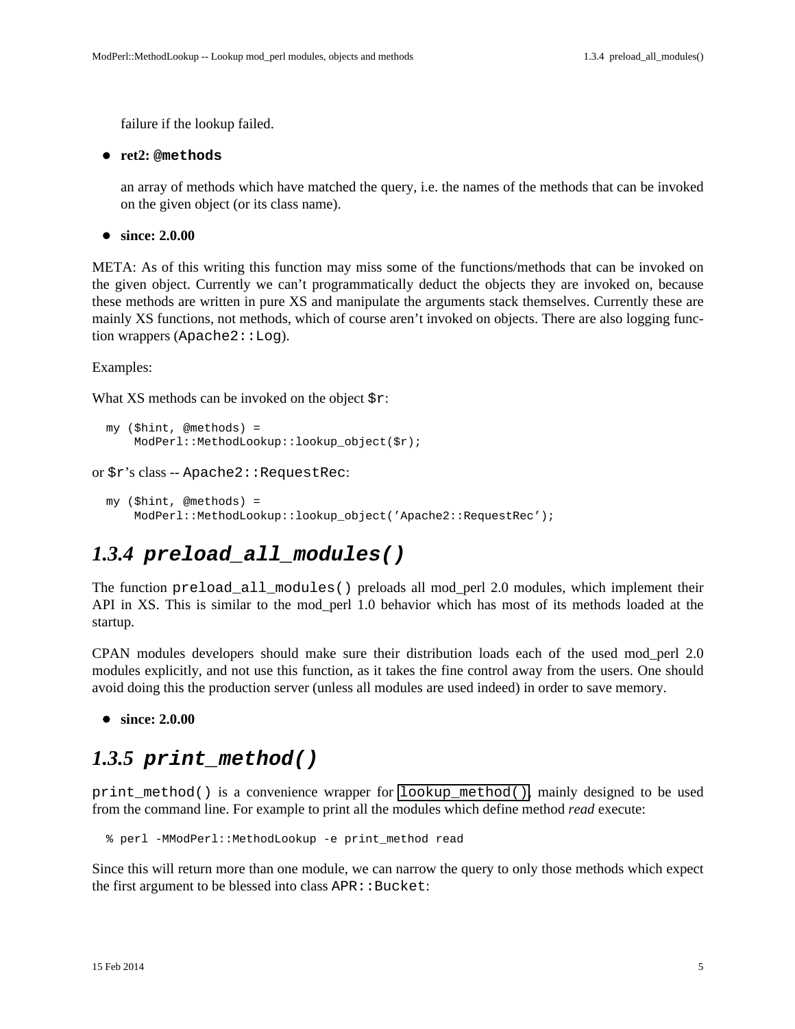failure if the lookup failed.

- **ret2: `@methods`**

  an array of methods which have matched the query, i.e. the names of the methods that can be invoked on the given object (or its class name).

- **since: 2.0.00**

META: As of this writing this function may miss some of the functions/methods that can be invoked on the given object. Currently we can't programmatically deduct the objects they are invoked on, because these methods are written in pure XS and manipulate the arguments stack themselves. Currently these are mainly XS functions, not methods, which of course aren't invoked on objects. There are also logging function wrappers (`Apache2::Log`).

Examples:

What XS methods can be invoked on the object `$r`:

```
my ($hint, @methods) =
    ModPerl::MethodLookup::lookup_object($r);
```

or `$r`'s class -- `Apache2::RequestRec`:

```
my ($hint, @methods) =
    ModPerl::MethodLookup::lookup_object('Apache2::RequestRec');
```

### *1.3.4 preload_all_modules()*

The function `preload_all_modules()` preloads all mod_perl 2.0 modules, which implement their API in XS. This is similar to the mod_perl 1.0 behavior which has most of its methods loaded at the startup.

CPAN modules developers should make sure their distribution loads each of the used mod_perl 2.0 modules explicitly, and not use this function, as it takes the fine control away from the users. One should avoid doing this the production server (unless all modules are used indeed) in order to save memory.

- **since: 2.0.00**

### *1.3.5 print_method()*

`print_method()` is a convenience wrapper for `lookup_method()`, mainly designed to be used from the command line. For example to print all the modules which define method *read* execute:

```
% perl -MModPerl::MethodLookup -e print_method read
```

Since this will return more than one module, we can narrow the query to only those methods which expect the first argument to be blessed into class `APR::Bucket`: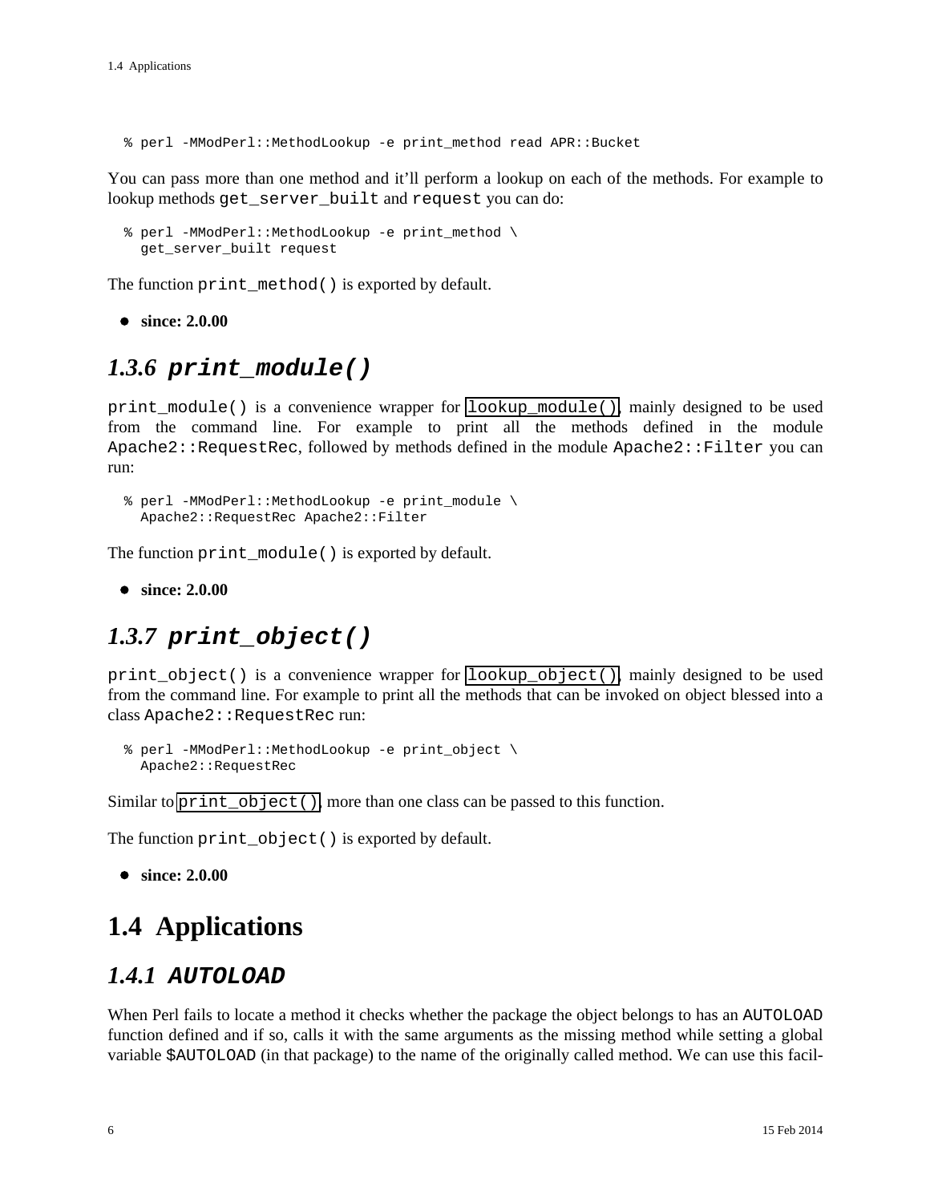```
% perl -MModPerl::MethodLookup -e print_method read APR::Bucket
```

You can pass more than one method and it'll perform a lookup on each of the methods. For example to lookup methods `get_server_built` and `request` you can do:

```
% perl -MModPerl::MethodLookup -e print_method \
  get_server_built request
```

The function `print_method()` is exported by default.

- **since: 2.0.00**

### 1.3.6 *print_module()*

`print_module()` is a convenience wrapper for `lookup_module()`, mainly designed to be used from the command line. For example to print all the methods defined in the module `Apache2::RequestRec`, followed by methods defined in the module `Apache2::Filter` you can run:

```
% perl -MModPerl::MethodLookup -e print_module \
  Apache2::RequestRec Apache2::Filter
```

The function `print_module()` is exported by default.

- **since: 2.0.00**

### 1.3.7 *print_object()*

`print_object()` is a convenience wrapper for `lookup_object()`, mainly designed to be used from the command line. For example to print all the methods that can be invoked on object blessed into a class `Apache2::RequestRec` run:

```
% perl -MModPerl::MethodLookup -e print_object \
  Apache2::RequestRec
```

Similar to `print_object()`, more than one class can be passed to this function.

The function `print_object()` is exported by default.

- **since: 2.0.00**

## 1.4 Applications

### 1.4.1 *AUTOLOAD*

When Perl fails to locate a method it checks whether the package the object belongs to has an `AUTOLOAD` function defined and if so, calls it with the same arguments as the missing method while setting a global variable `$AUTOLOAD` (in that package) to the name of the originally called method. We can use this facil-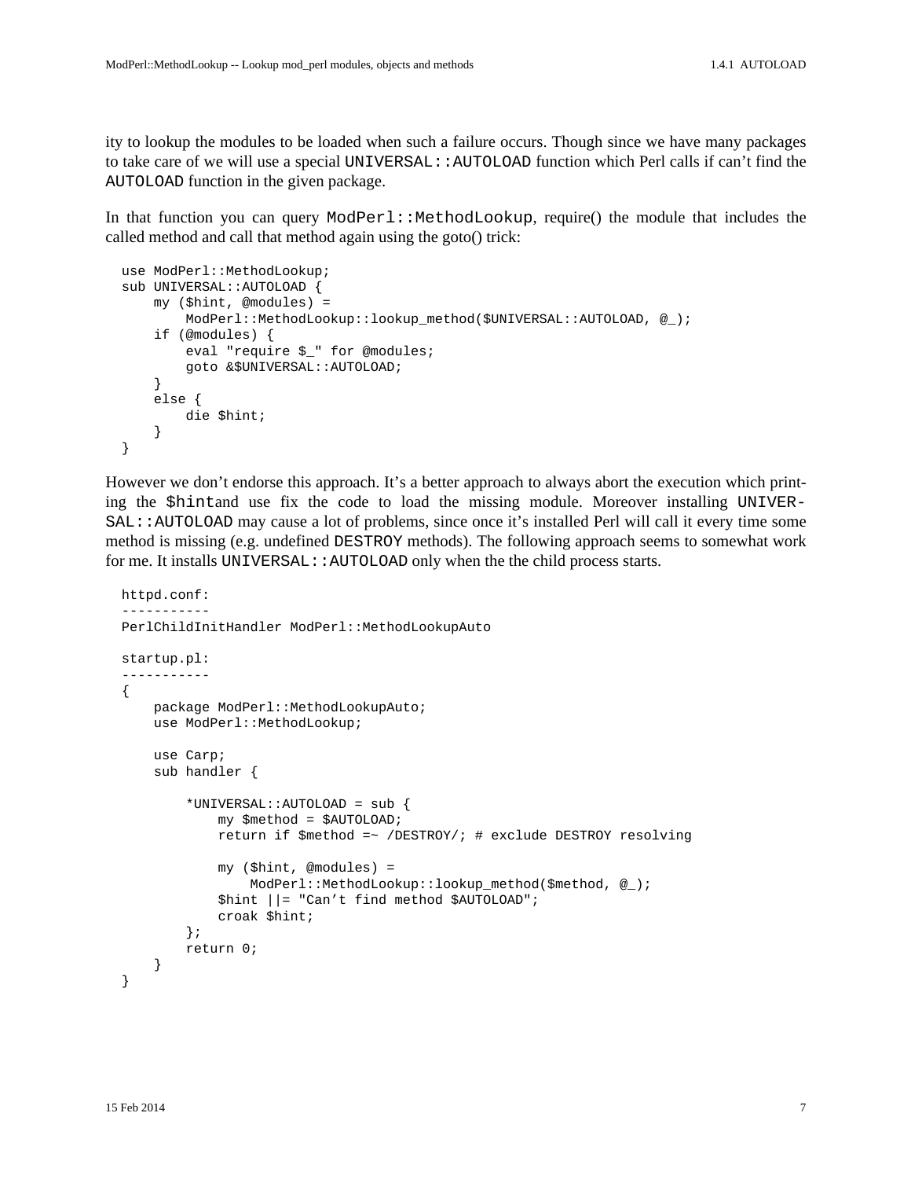ity to lookup the modules to be loaded when such a failure occurs. Though since we have many packages to take care of we will use a special `UNIVERSAL::AUTOLOAD` function which Perl calls if can't find the `AUTOLOAD` function in the given package.

In that function you can query `ModPerl::MethodLookup`, require() the module that includes the called method and call that method again using the goto() trick:

```
use ModPerl::MethodLookup;
sub UNIVERSAL::AUTOLOAD {
    my ($hint, @modules) =
        ModPerl::MethodLookup::lookup_method($UNIVERSAL::AUTOLOAD, @_);
    if (@modules) {
        eval "require $_" for @modules;
        goto &$UNIVERSAL::AUTOLOAD;
    }
    else {
        die $hint;
    }
}
```

However we don't endorse this approach. It's a better approach to always abort the execution which printing the `$hint`and use fix the code to load the missing module. Moreover installing `UNIVERSAL::AUTOLOAD` may cause a lot of problems, since once it's installed Perl will call it every time some method is missing (e.g. undefined `DESTROY` methods). The following approach seems to somewhat work for me. It installs `UNIVERSAL::AUTOLOAD` only when the the child process starts.

```
httpd.conf:
-----------
PerlChildInitHandler ModPerl::MethodLookupAuto

startup.pl:
-----------
{
    package ModPerl::MethodLookupAuto;
    use ModPerl::MethodLookup;

    use Carp;
    sub handler {

        *UNIVERSAL::AUTOLOAD = sub {
            my $method = $AUTOLOAD;
            return if $method =~ /DESTROY/; # exclude DESTROY resolving

            my ($hint, @modules) =
                ModPerl::MethodLookup::lookup_method($method, @_);
            $hint ||= "Can't find method $AUTOLOAD";
            croak $hint;
        };
        return 0;
    }
}
```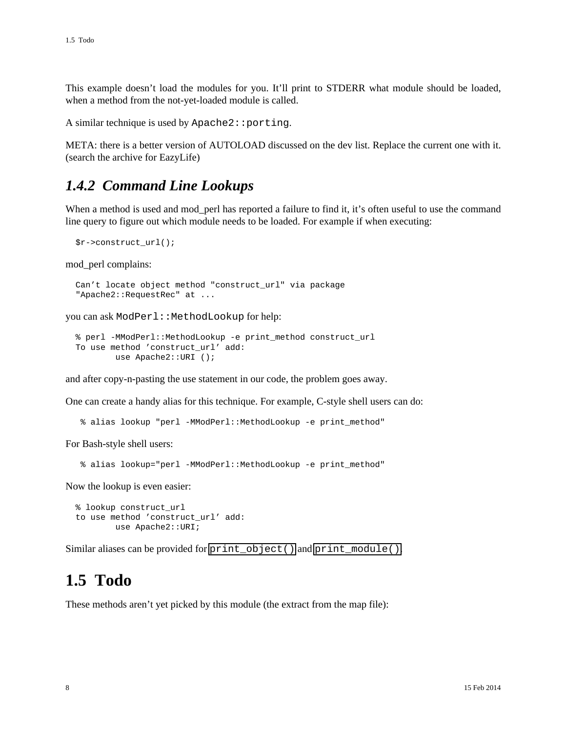This example doesn't load the modules for you. It'll print to STDERR what module should be loaded, when a method from the not-yet-loaded module is called.

A similar technique is used by `Apache2::porting`.

META: there is a better version of AUTOLOAD discussed on the dev list. Replace the current one with it. (search the archive for EazyLife)

### *1.4.2 Command Line Lookups*

When a method is used and mod_perl has reported a failure to find it, it's often useful to use the command line query to figure out which module needs to be loaded. For example if when executing:

```
$r->construct_url();
```

mod_perl complains:

```
Can't locate object method "construct_url" via package
"Apache2::RequestRec" at ...
```

you can ask `ModPerl::MethodLookup` for help:

```
% perl -MModPerl::MethodLookup -e print_method construct_url
To use method 'construct_url' add:
        use Apache2::URI ();
```

and after copy-n-pasting the use statement in our code, the problem goes away.

One can create a handy alias for this technique. For example, C-style shell users can do:

```
 % alias lookup "perl -MModPerl::MethodLookup -e print_method"
```

For Bash-style shell users:

```
 % alias lookup="perl -MModPerl::MethodLookup -e print_method"
```

Now the lookup is even easier:

```
% lookup construct_url
to use method 'construct_url' add:
        use Apache2::URI;
```

Similar aliases can be provided for `print_object()` and `print_module()`.

## 1.5 Todo

These methods aren't yet picked by this module (the extract from the map file):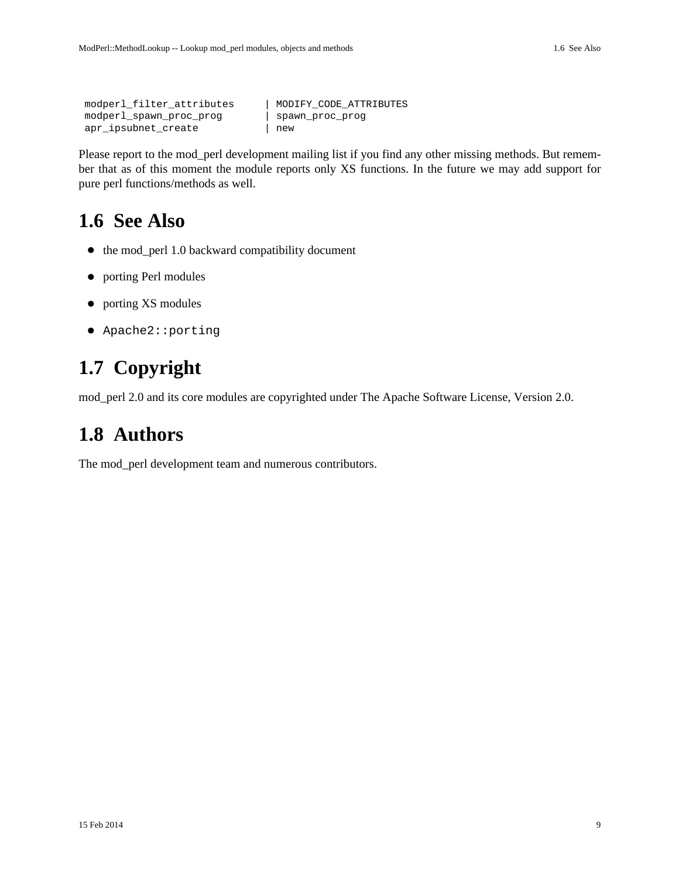```
modperl_filter_attributes     | MODIFY_CODE_ATTRIBUTES
modperl_spawn_proc_prog       | spawn_proc_prog
apr_ipsubnet_create           | new
```

Please report to the mod_perl development mailing list if you find any other missing methods. But remember that as of this moment the module reports only XS functions. In the future we may add support for pure perl functions/methods as well.

## 1.6 See Also

- the mod_perl 1.0 backward compatibility document
- porting Perl modules
- porting XS modules
- `Apache2::porting`

## 1.7 Copyright

mod_perl 2.0 and its core modules are copyrighted under The Apache Software License, Version 2.0.

## 1.8 Authors

The mod_perl development team and numerous contributors.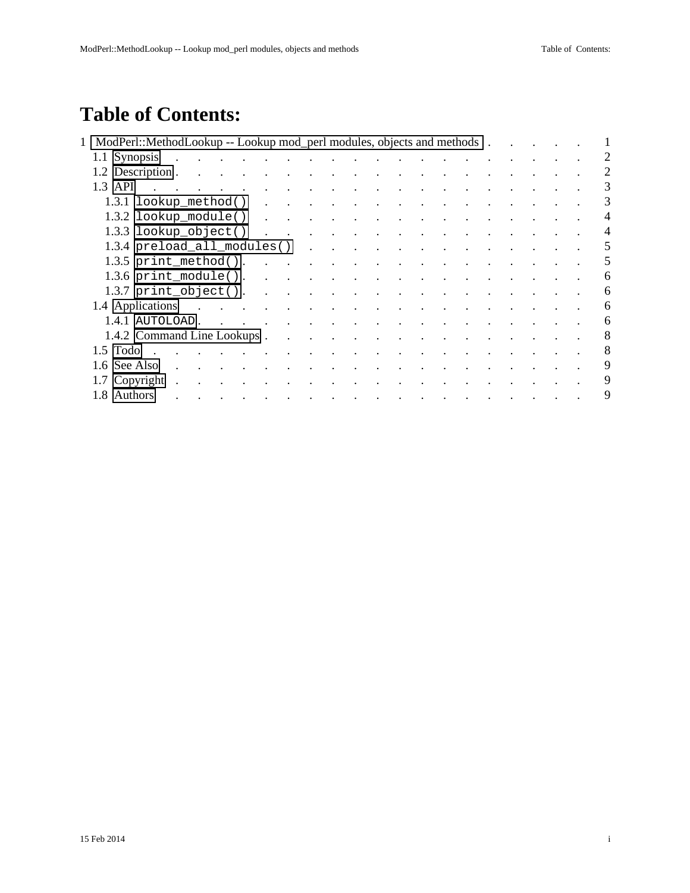# Table of Contents:

1 ModPerl::MethodLookup -- Lookup mod_perl modules, objects and methods . . . . . . 1
- 1.1 Synopsis . . . . . . . . . . . . . . . . . . . . . . 2
- 1.2 Description . . . . . . . . . . . . . . . . . . . . . 2
- 1.3 API . . . . . . . . . . . . . . . . . . . . . . . 3
  - 1.3.1 `lookup_method()` . . . . . . . . . . . . . . . . . . 3
  - 1.3.2 `lookup_module()` . . . . . . . . . . . . . . . . . . 4
  - 1.3.3 `lookup_object()` . . . . . . . . . . . . . . . . . . 4
  - 1.3.4 `preload_all_modules()` . . . . . . . . . . . . . . . . 5
  - 1.3.5 `print_method()` . . . . . . . . . . . . . . . . . . . 5
  - 1.3.6 `print_module()` . . . . . . . . . . . . . . . . . . . 6
  - 1.3.7 `print_object()` . . . . . . . . . . . . . . . . . . . 6
- 1.4 Applications . . . . . . . . . . . . . . . . . . . . . 6
  - 1.4.1 `AUTOLOAD` . . . . . . . . . . . . . . . . . . . . 6
  - 1.4.2 Command Line Lookups . . . . . . . . . . . . . . . . 8
- 1.5 Todo . . . . . . . . . . . . . . . . . . . . . . . 8
- 1.6 See Also . . . . . . . . . . . . . . . . . . . . . . 9
- 1.7 Copyright . . . . . . . . . . . . . . . . . . . . . . 9
- 1.8 Authors . . . . . . . . . . . . . . . . . . . . . . 9